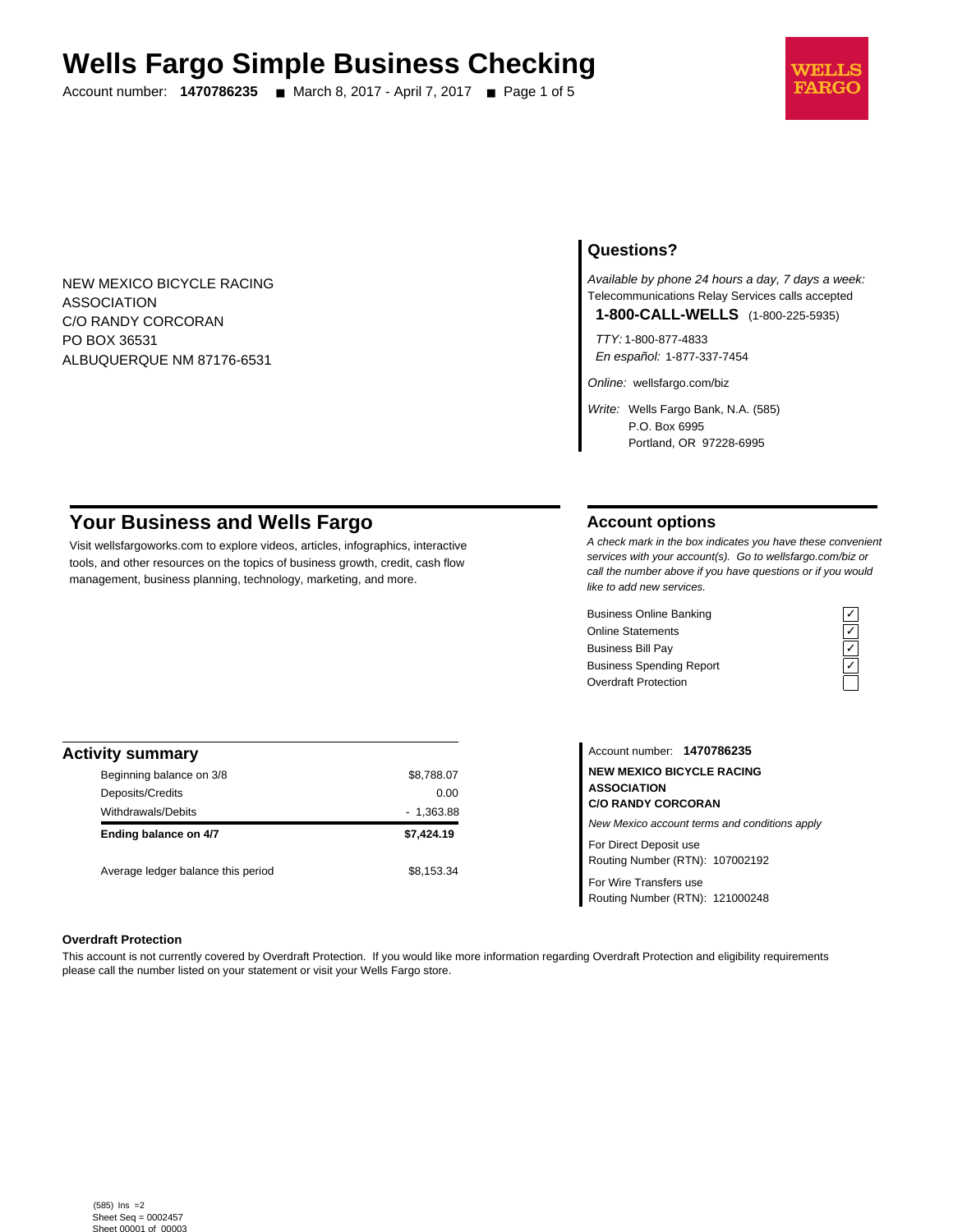# Wells Fargo Simple Business Checking

Account number: **1470786235** ■ March 8, 2017 - April 7, 2017 ■ Page 1 of 5

WELLS FARGO

NEW MEXICO BICYCLE RACING
ASSOCIATION
C/O RANDY CORCORAN
PO BOX 36531
ALBUQUERQUE NM 87176-6531

## Questions?

*Available by phone 24 hours a day, 7 days a week:*
Telecommunications Relay Services calls accepted

**1-800-CALL-WELLS** (1-800-225-5935)

*TTY:* 1-800-877-4833
*En español:* 1-877-337-7454

*Online:* wellsfargo.com/biz

*Write:* Wells Fargo Bank, N.A. (585)
P.O. Box 6995
Portland, OR 97228-6995

## Your Business and Wells Fargo

Visit wellsfargoworks.com to explore videos, articles, infographics, interactive tools, and other resources on the topics of business growth, credit, cash flow management, business planning, technology, marketing, and more.

## Account options

*A check mark in the box indicates you have these convenient services with your account(s). Go to wellsfargo.com/biz or call the number above if you have questions or if you would like to add new services.*

| Service | |
|---|---|
| Business Online Banking | ✓ |
| Online Statements | ✓ |
| Business Bill Pay | ✓ |
| Business Spending Report | ✓ |
| Overdraft Protection | |

## Activity summary

| | |
|---|---|
| Beginning balance on 3/8 | $8,788.07 |
| Deposits/Credits | 0.00 |
| Withdrawals/Debits | - 1,363.88 |
| **Ending balance on 4/7** | **$7,424.19** |
| Average ledger balance this period | $8,153.34 |

Account number: **1470786235**

**NEW MEXICO BICYCLE RACING ASSOCIATION**
**C/O RANDY CORCORAN**

*New Mexico account terms and conditions apply*

For Direct Deposit use
Routing Number (RTN): 107002192

For Wire Transfers use
Routing Number (RTN): 121000248

**Overdraft Protection**

This account is not currently covered by Overdraft Protection. If you would like more information regarding Overdraft Protection and eligibility requirements please call the number listed on your statement or visit your Wells Fargo store.

(585) Ins =2
Sheet Seq = 0002457
Sheet 00001 of 00003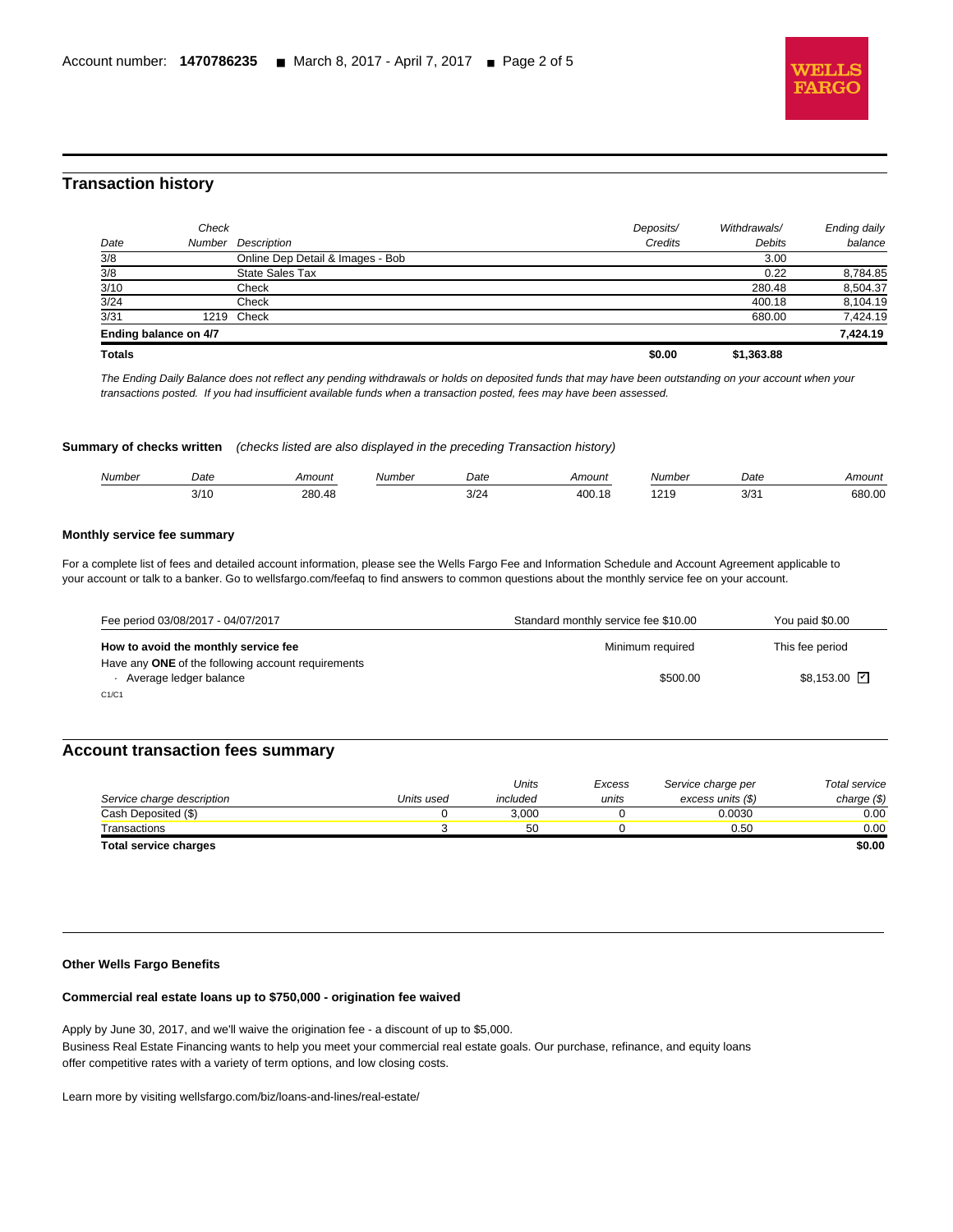## Transaction history

| Date | Check Number | Description | Deposits/ Credits | Withdrawals/ Debits | Ending daily balance |
|---|---|---|---|---|---|
| 3/8 | | Online Dep Detail & Images - Bob | | 3.00 | |
| 3/8 | | State Sales Tax | | 0.22 | 8,784.85 |
| 3/10 | | Check | | 280.48 | 8,504.37 |
| 3/24 | | Check | | 400.18 | 8,104.19 |
| 3/31 | 1219 | Check | | 680.00 | 7,424.19 |
| **Ending balance on 4/7** | | | | | **7,424.19** |
| **Totals** | | | **$0.00** | **$1,363.88** | |

*The Ending Daily Balance does not reflect any pending withdrawals or holds on deposited funds that may have been outstanding on your account when your transactions posted. If you had insufficient available funds when a transaction posted, fees may have been assessed.*

**Summary of checks written** *(checks listed are also displayed in the preceding Transaction history)*

| Number | Date | Amount | Number | Date | Amount | Number | Date | Amount |
|---|---|---|---|---|---|---|---|---|
| | 3/10 | 280.48 | | 3/24 | 400.18 | 1219 | 3/31 | 680.00 |

**Monthly service fee summary**

For a complete list of fees and detailed account information, please see the Wells Fargo Fee and Information Schedule and Account Agreement applicable to your account or talk to a banker. Go to wellsfargo.com/feefaq to find answers to common questions about the monthly service fee on your account.

| Fee period 03/08/2017 - 04/07/2017 | Standard monthly service fee $10.00 | You paid $0.00 |
|---|---|---|
| **How to avoid the monthly service fee** | Minimum required | This fee period |
| Have any **ONE** of the following account requirements | | |
| · Average ledger balance | $500.00 | $8,153.00 ☑ |

C1/C1

## Account transaction fees summary

| Service charge description | Units used | Units included | Excess units | Service charge per excess units ($) | Total service charge ($) |
|---|---|---|---|---|---|
| Cash Deposited ($) | 0 | 3,000 | 0 | 0.0030 | 0.00 |
| Transactions | 3 | 50 | 0 | 0.50 | 0.00 |
| **Total service charges** | | | | | **$0.00** |

**Other Wells Fargo Benefits**

**Commercial real estate loans up to $750,000 - origination fee waived**

Apply by June 30, 2017, and we'll waive the origination fee - a discount of up to $5,000.
Business Real Estate Financing wants to help you meet your commercial real estate goals. Our purchase, refinance, and equity loans offer competitive rates with a variety of term options, and low closing costs.

Learn more by visiting wellsfargo.com/biz/loans-and-lines/real-estate/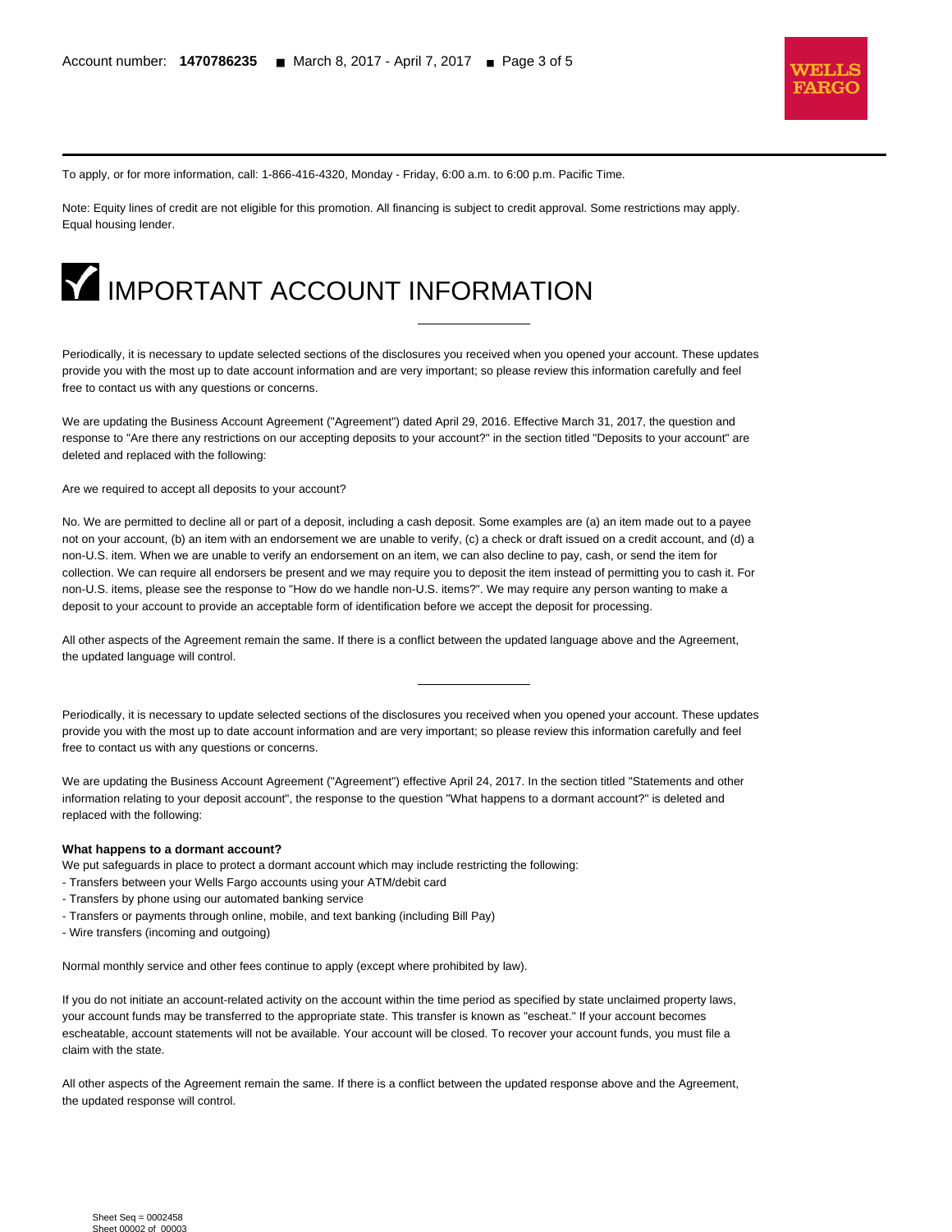To apply, or for more information, call: 1-866-416-4320, Monday - Friday, 6:00 a.m. to 6:00 p.m. Pacific Time.

Note: Equity lines of credit are not eligible for this promotion. All financing is subject to credit approval. Some restrictions may apply. Equal housing lender.

# IMPORTANT ACCOUNT INFORMATION

---

Periodically, it is necessary to update selected sections of the disclosures you received when you opened your account. These updates provide you with the most up to date account information and are very important; so please review this information carefully and feel free to contact us with any questions or concerns.

We are updating the Business Account Agreement ("Agreement") dated April 29, 2016. Effective March 31, 2017, the question and response to "Are there any restrictions on our accepting deposits to your account?" in the section titled "Deposits to your account" are deleted and replaced with the following:

Are we required to accept all deposits to your account?

No. We are permitted to decline all or part of a deposit, including a cash deposit. Some examples are (a) an item made out to a payee not on your account, (b) an item with an endorsement we are unable to verify, (c) a check or draft issued on a credit account, and (d) a non-U.S. item. When we are unable to verify an endorsement on an item, we can also decline to pay, cash, or send the item for collection. We can require all endorsers be present and we may require you to deposit the item instead of permitting you to cash it. For non-U.S. items, please see the response to "How do we handle non-U.S. items?". We may require any person wanting to make a deposit to your account to provide an acceptable form of identification before we accept the deposit for processing.

All other aspects of the Agreement remain the same. If there is a conflict between the updated language above and the Agreement, the updated language will control.

---

Periodically, it is necessary to update selected sections of the disclosures you received when you opened your account. These updates provide you with the most up to date account information and are very important; so please review this information carefully and feel free to contact us with any questions or concerns.

We are updating the Business Account Agreement ("Agreement") effective April 24, 2017. In the section titled "Statements and other information relating to your deposit account", the response to the question "What happens to a dormant account?" is deleted and replaced with the following:

**What happens to a dormant account?**

We put safeguards in place to protect a dormant account which may include restricting the following:

- Transfers between your Wells Fargo accounts using your ATM/debit card
- Transfers by phone using our automated banking service
- Transfers or payments through online, mobile, and text banking (including Bill Pay)
- Wire transfers (incoming and outgoing)

Normal monthly service and other fees continue to apply (except where prohibited by law).

If you do not initiate an account-related activity on the account within the time period as specified by state unclaimed property laws, your account funds may be transferred to the appropriate state. This transfer is known as "escheat." If your account becomes escheatable, account statements will not be available. Your account will be closed. To recover your account funds, you must file a claim with the state.

All other aspects of the Agreement remain the same. If there is a conflict between the updated response above and the Agreement, the updated response will control.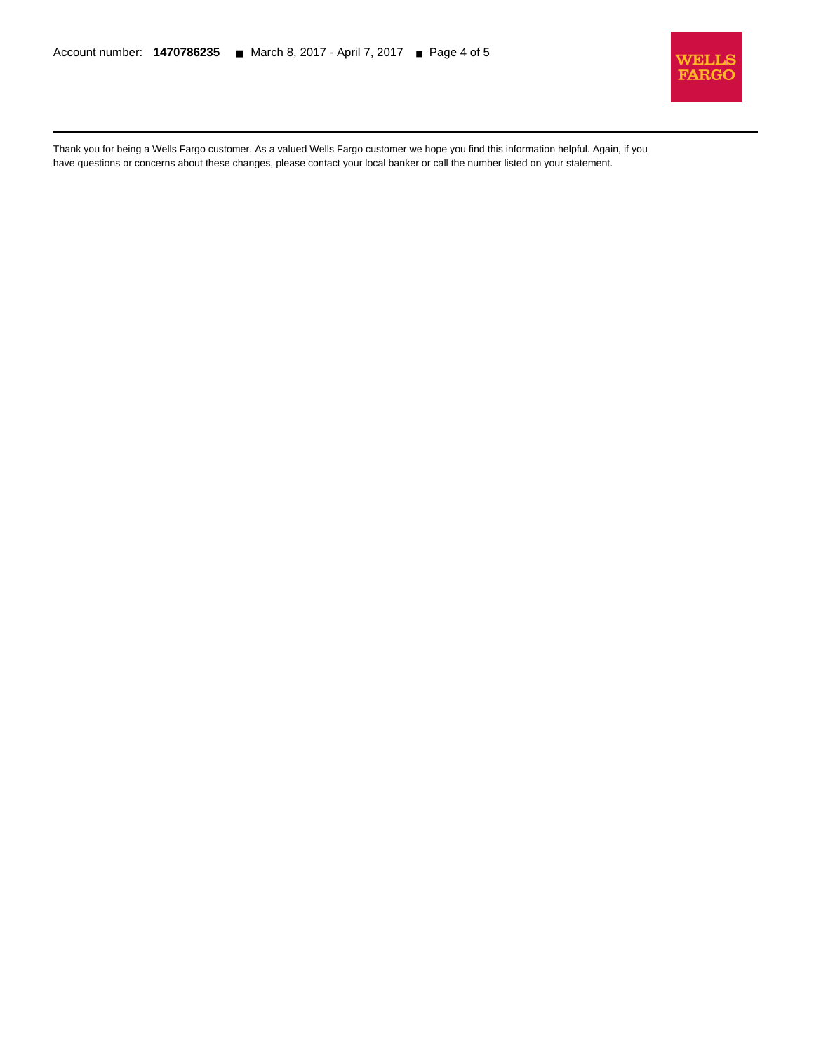Thank you for being a Wells Fargo customer. As a valued Wells Fargo customer we hope you find this information helpful. Again, if you have questions or concerns about these changes, please contact your local banker or call the number listed on your statement.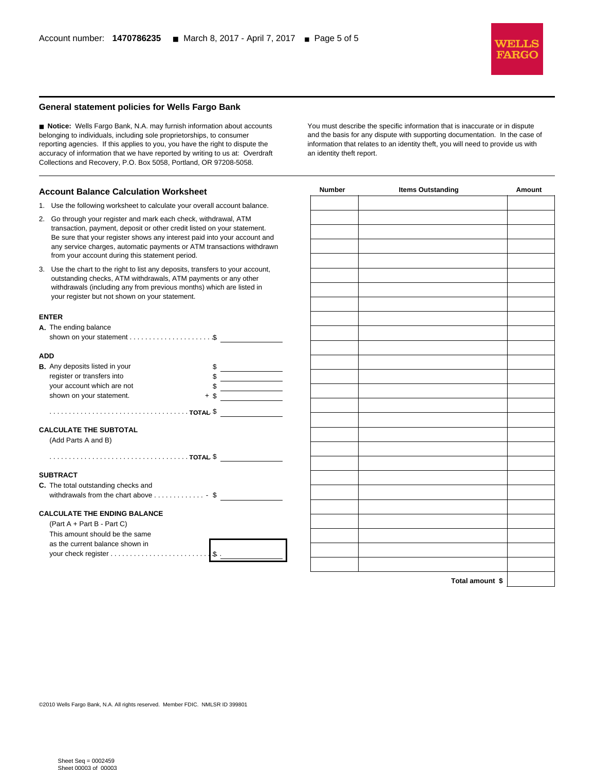## General statement policies for Wells Fargo Bank

■ **Notice:** Wells Fargo Bank, N.A. may furnish information about accounts belonging to individuals, including sole proprietorships, to consumer reporting agencies. If this applies to you, you have the right to dispute the accuracy of information that we have reported by writing to us at: Overdraft Collections and Recovery, P.O. Box 5058, Portland, OR 97208-5058.

You must describe the specific information that is inaccurate or in dispute and the basis for any dispute with supporting documentation. In the case of information that relates to an identity theft, you will need to provide us with an identity theft report.

## Account Balance Calculation Worksheet

1. Use the following worksheet to calculate your overall account balance.
2. Go through your register and mark each check, withdrawal, ATM transaction, payment, deposit or other credit listed on your statement. Be sure that your register shows any interest paid into your account and any service charges, automatic payments or ATM transactions withdrawn from your account during this statement period.
3. Use the chart to the right to list any deposits, transfers to your account, outstanding checks, ATM withdrawals, ATM payments or any other withdrawals (including any from previous months) which are listed in your register but not shown on your statement.

**ENTER**

**A.** The ending balance shown on your statement . . . . . . . . . . . . . . . . . . . . . $ ____________

**ADD**

**B.** Any deposits listed in your register or transfers into your account which are not shown on your statement.

$ ____________
$ ____________
$ ____________
\+ $ ____________

. . . . . . . . . . . . . . . . . . . . . . . . . . . . . . . . . . . **TOTAL** $ ____________

**CALCULATE THE SUBTOTAL**

(Add Parts A and B)

. . . . . . . . . . . . . . . . . . . . . . . . . . . . . . . . . . . **TOTAL** $ ____________

**SUBTRACT**

**C.** The total outstanding checks and withdrawals from the chart above . . . . . . . . . . . . . - $ ____________

**CALCULATE THE ENDING BALANCE**

(Part A + Part B - Part C)
This amount should be the same as the current balance shown in your check register . . . . . . . . . . . . . . . . . . . . . . . . . $ ____________

| Number | Items Outstanding | Amount |
|---|---|---|
| | | |
| | | |
| | | |
| | | |
| | | |
| | | |
| | | |
| | | |
| | | |
| | | |
| | | |
| | | |
| | | |
| | | |
| | | |
| | | |
| | | |
| | | |
| | | |
| | | |
| | | |
| | | |
| | | |
| | | |
| | | |
| | | |
| | **Total amount $** | |

©2010 Wells Fargo Bank, N.A. All rights reserved. Member FDIC. NMLSR ID 399801

Sheet Seq = 0002459
Sheet 00003 of 00003